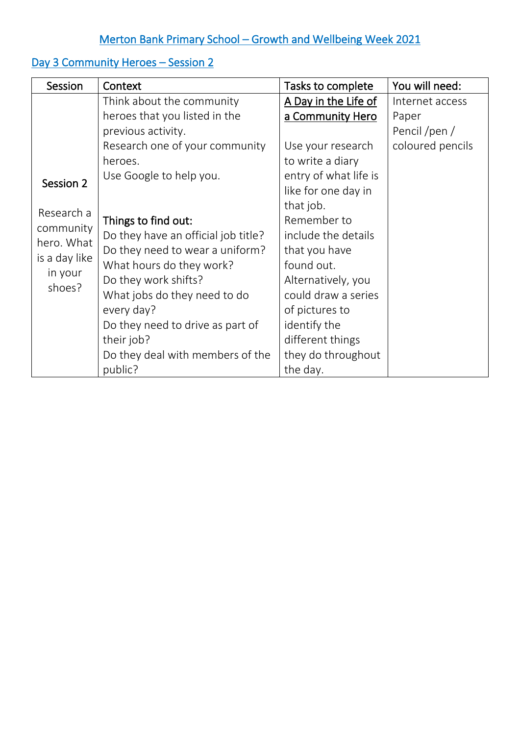# Merton Bank Primary School – Growth and Wellbeing Week 2021

## Day 3 Community Heroes – Session 2

| Session | Context | Tasks to complete | You will need: |
|---|---|---|---|
| **Session 2**<br><br>Research a community hero. What is a day like in your shoes? | Think about the community heroes that you listed in the previous activity.<br>Research one of your community heroes.<br>Use Google to help you.<br><br>Things to find out:<br>Do they have an official job title?<br>Do they need to wear a uniform?<br>What hours do they work?<br>Do they work shifts?<br>What jobs do they need to do every day?<br>Do they need to drive as part of their job?<br>Do they deal with members of the public? | <u>A Day in the Life of a Community Hero</u><br><br>Use your research to write a diary entry of what life is like for one day in that job.<br>Remember to include the details that you have found out.<br>Alternatively, you could draw a series of pictures to identify the different things they do throughout the day. | Internet access<br>Paper<br>Pencil /pen / coloured pencils |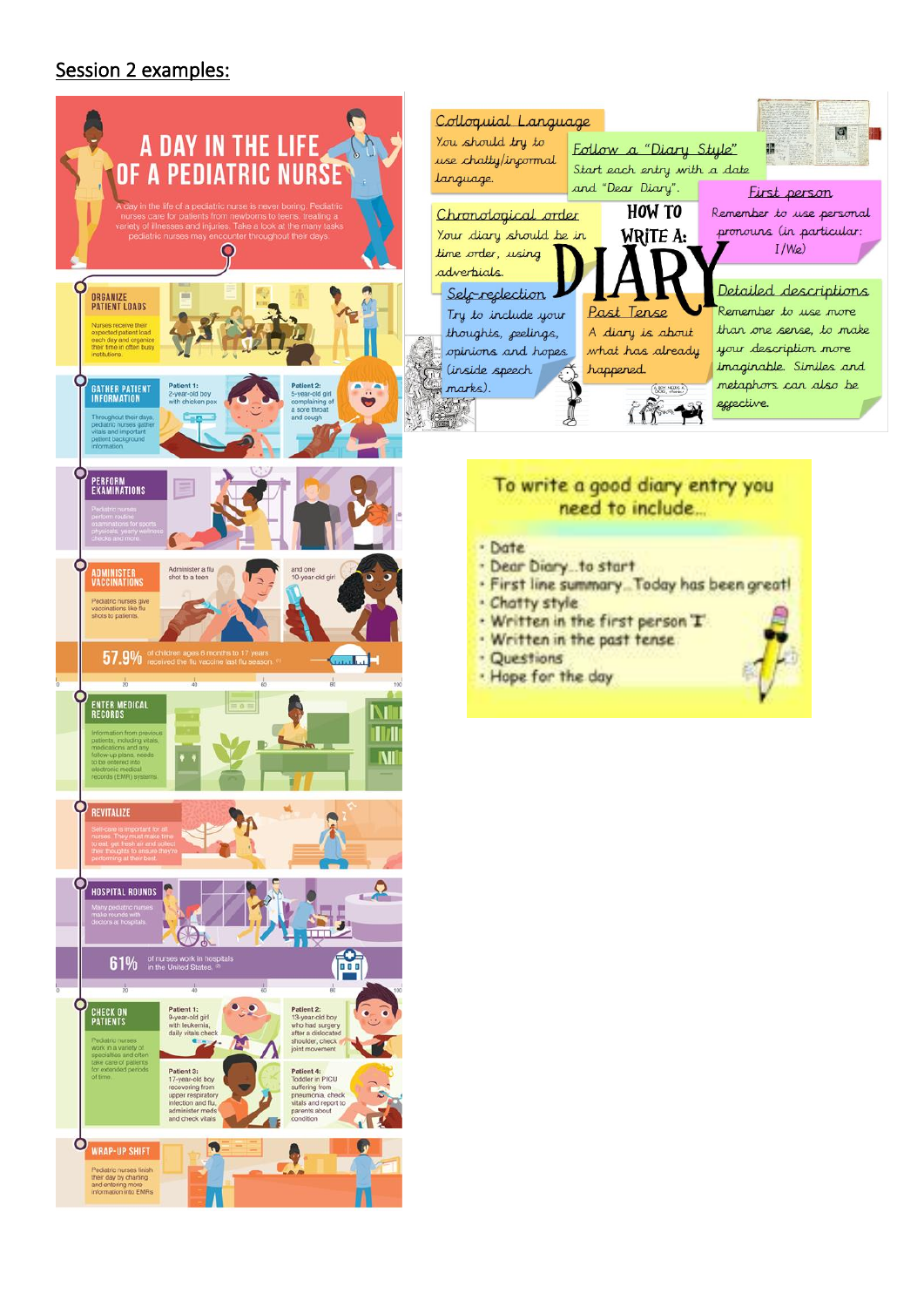## Session 2 examples:

# A DAY IN THE LIFE OF A PEDIATRIC NURSE

A day in the life of a pediatric nurse is never boring. Pediatric nurses care for patients from newborns to teens, treating a variety of illnesses and injuries. Take a look at the many tasks pediatric nurses may encounter throughout their days.

**ORGANIZE PATIENT LOADS**

Nurses receive their expected patient load each day and organize their time in often busy institutions.

**GATHER PATIENT INFORMATION**

Throughout their days, pediatric nurses gather vitals and important patient background information.

Patient 1: 2-year-old boy with chicken pox

Patient 2: 5-year-old girl complaining of a sore throat and cough

**PERFORM EXAMINATIONS**

Pediatric nurses perform routine examinations for sports physicals, yearly wellness checks and more.

**ADMINISTER VACCINATIONS**

Pediatric nurses give vaccinations like flu shots to patients.

Administer a flu shot to a teen

and one 10-year-old girl

57.9% of children ages 6 months to 17 years received the flu vaccine last flu season.

**ENTER MEDICAL RECORDS**

Information from previous patients, including vitals, medications and any follow-up plans, needs to be entered into electronic medical records (EMR) systems.

**REVITALIZE**

Self-care is important for all nurses. They must make time to eat, get fresh air and collect their thoughts to ensure they're performing at their best.

**HOSPITAL ROUNDS**

Many pediatric nurses make rounds with doctors at hospitals.

61% of nurses work in hospitals in the United States.

**CHECK ON PATIENTS**

Pediatric nurses work in a variety of specialties and often take care of patients for extended periods of time.

Patient 1: 9-year-old girl with leukemia, daily vitals check

Patient 2: 13-year-old boy who had surgery after a dislocated shoulder, check joint movement

Patient 3: 17-year-old boy recovering from upper respiratory infection and flu, administer meds and check vitals

Patient 4: Toddler in PICU suffering from pneumonia, check vitals and report to parents about condition

**WRAP-UP SHIFT**

Pediatric nurses finish their day by charting and entering more information into EMRs.

# HOW TO WRITE A: DIARY

**Colloquial Language**
You should try to use chatty/informal language.

**Follow a "Diary Style"**
Start each entry with a date and "Dear Diary".

**First person**
Remember to use personal pronouns (in particular: I/We)

**Chronological order**
Your diary should be in time order, using adverbials.

**Self-reflection**
Try to include your thoughts, feelings, opinions and hopes (inside speech marks).

**Past Tense**
A diary is about what has already happened.

**Detailed descriptions**
Remember to use more than one sense, to make your description more imaginable. Similes and metaphors can also be effective.

## To write a good diary entry you need to include…

- Date
- Dear Diary…to start
- First line summary…Today has been great!
- Chatty style
- Written in the first person 'I'
- Written in the past tense
- Questions
- Hope for the day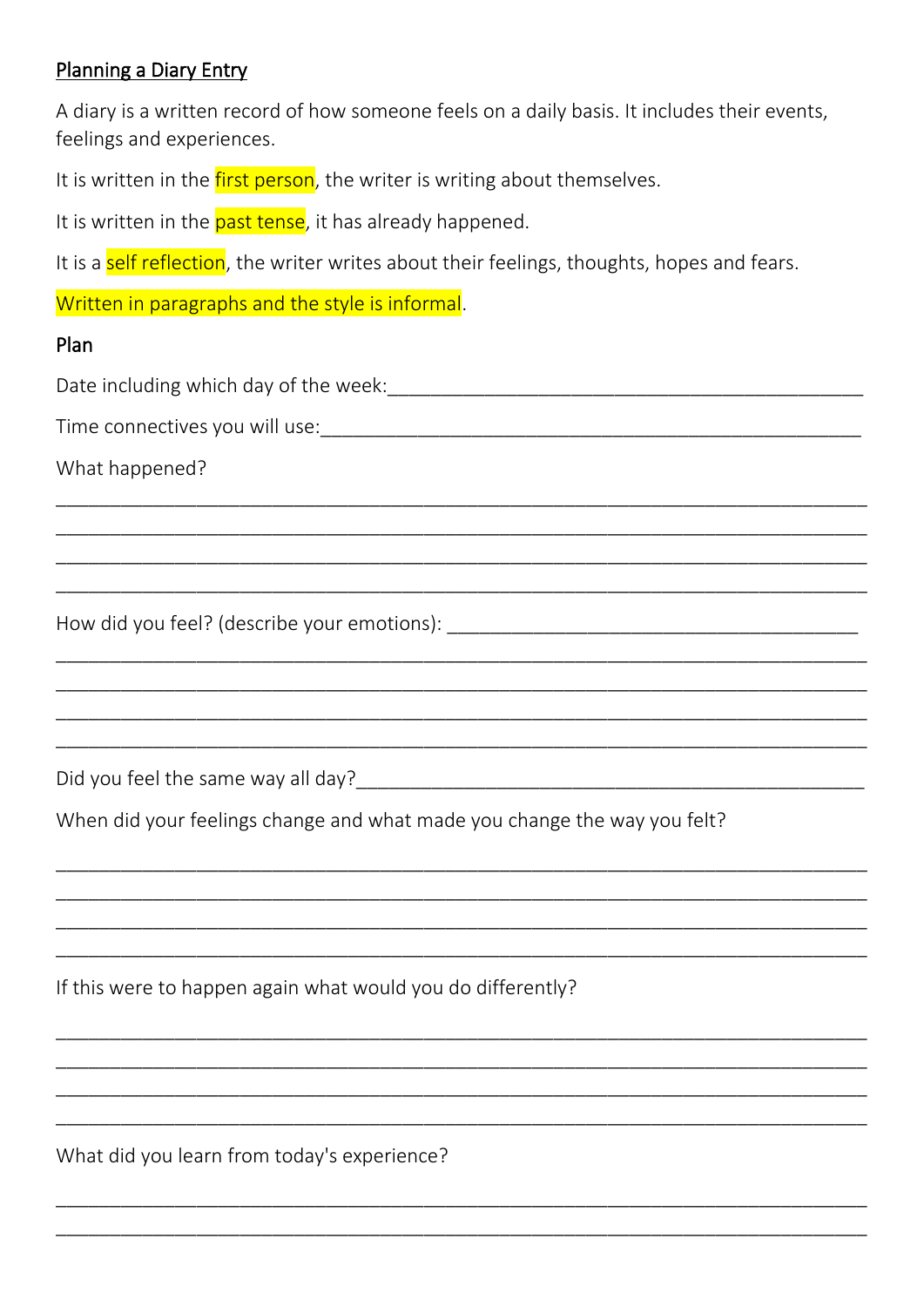## Planning a Diary Entry

A diary is a written record of how someone feels on a daily basis. It includes their events, feelings and experiences.

It is written in the first person, the writer is writing about themselves.

It is written in the past tense, it has already happened.

It is a self reflection, the writer writes about their feelings, thoughts, hopes and fears.

Written in paragraphs and the style is informal.

### Plan

Date including which day of the week:_____________________________________________

Time connectives you will use:__________________________________________________

What happened?

_______________________________________________________________________

_______________________________________________________________________

_______________________________________________________________________

_______________________________________________________________________

How did you feel? (describe your emotions): ________________________________________

_______________________________________________________________________

_______________________________________________________________________

_______________________________________________________________________

_______________________________________________________________________

Did you feel the same way all day?_______________________________________________

When did your feelings change and what made you change the way you felt?

_______________________________________________________________________

_______________________________________________________________________

_______________________________________________________________________

_______________________________________________________________________

If this were to happen again what would you do differently?

_______________________________________________________________________

_______________________________________________________________________

_______________________________________________________________________

_______________________________________________________________________

What did you learn from today's experience?

_______________________________________________________________________

_______________________________________________________________________